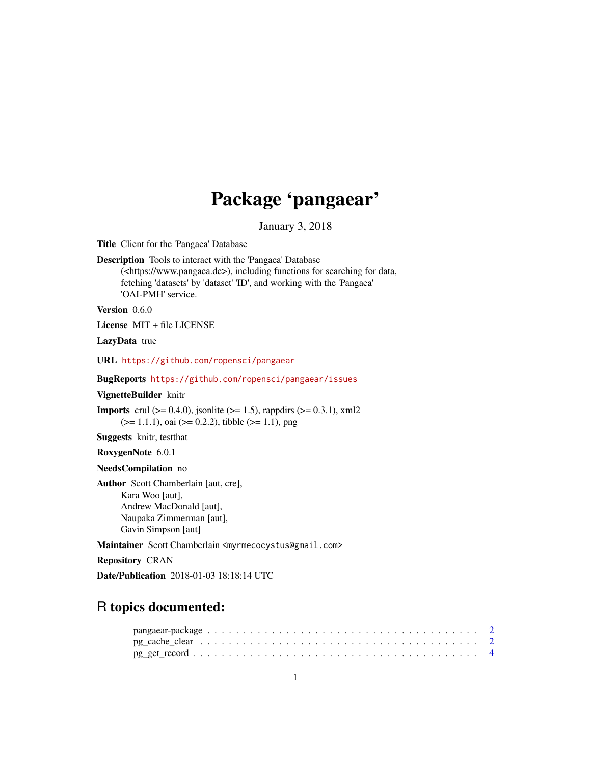# Package 'pangaear'

January 3, 2018

**Title** Client for the 'Pangaea' Database

**Description** Tools to interact with the 'Pangaea' Database (<https://www.pangaea.de>), including functions for searching for data, fetching 'datasets' by 'dataset' 'ID', and working with the 'Pangaea' 'OAI-PMH' service.

**Version** 0.6.0

**License** MIT + file LICENSE

**LazyData** true

**URL** https://github.com/ropensci/pangaear

**BugReports** https://github.com/ropensci/pangaear/issues

**VignetteBuilder** knitr

**Imports** crul (>= 0.4.0), jsonlite (>= 1.5), rappdirs (>= 0.3.1), xml2 (>= 1.1.1), oai (>= 0.2.2), tibble (>= 1.1), png

**Suggests** knitr, testthat

**RoxygenNote** 6.0.1

**NeedsCompilation** no

**Author** Scott Chamberlain [aut, cre],
Kara Woo [aut],
Andrew MacDonald [aut],
Naupaka Zimmerman [aut],
Gavin Simpson [aut]

**Maintainer** Scott Chamberlain <myrmecocystus@gmail.com>

**Repository** CRAN

**Date/Publication** 2018-01-03 18:18:14 UTC

## R topics documented:

pangaear-package . . . . . . . . . . . . . . . . . . . . . . . . . . . . . . . . . . . . 2
pg_cache_clear . . . . . . . . . . . . . . . . . . . . . . . . . . . . . . . . . . . . . 2
pg_get_record . . . . . . . . . . . . . . . . . . . . . . . . . . . . . . . . . . . . . . 4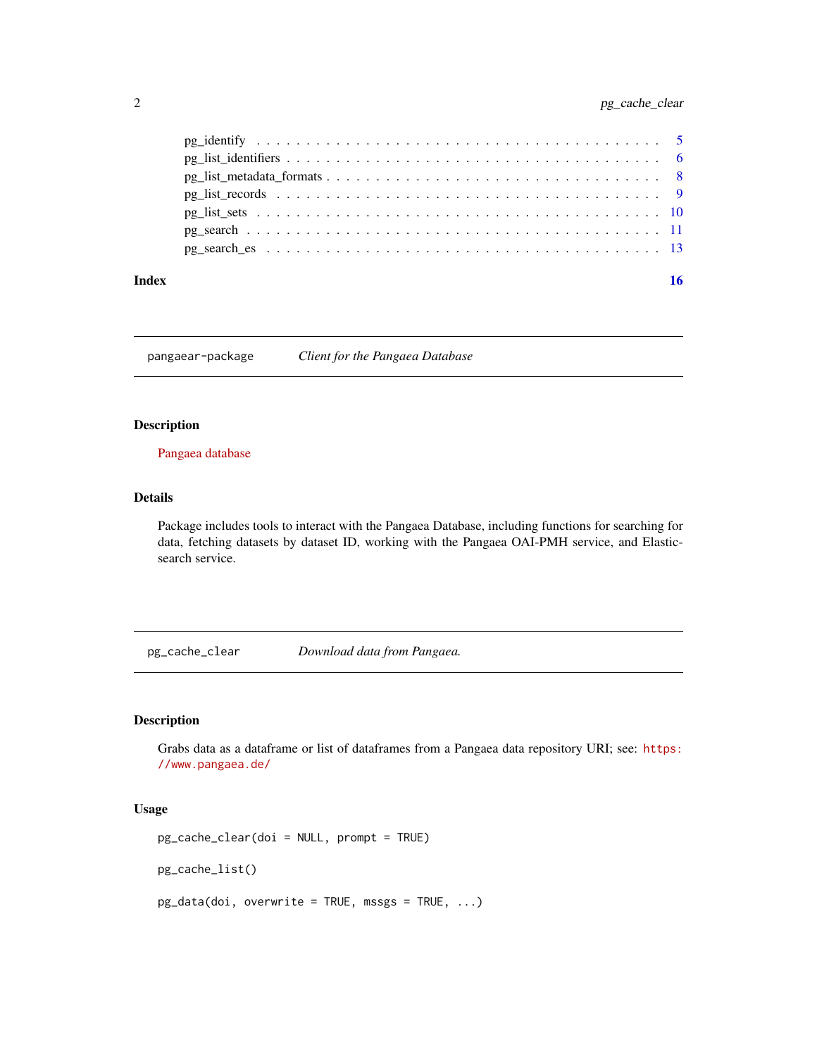pg_identify . . . . . . . . . . . . . . . . . . . . . . . . . . . . . . . . . . . . . . . 5
pg_list_identifiers . . . . . . . . . . . . . . . . . . . . . . . . . . . . . . . . . . . . 6
pg_list_metadata_formats . . . . . . . . . . . . . . . . . . . . . . . . . . . . . . . . . 8
pg_list_records . . . . . . . . . . . . . . . . . . . . . . . . . . . . . . . . . . . . . . 9
pg_list_sets . . . . . . . . . . . . . . . . . . . . . . . . . . . . . . . . . . . . . . . 10
pg_search . . . . . . . . . . . . . . . . . . . . . . . . . . . . . . . . . . . . . . . . 11
pg_search_es . . . . . . . . . . . . . . . . . . . . . . . . . . . . . . . . . . . . . . 13

**Index** **16**

---

## pangaear-package — *Client for the Pangaea Database*

### Description

Pangaea database

### Details

Package includes tools to interact with the Pangaea Database, including functions for searching for data, fetching datasets by dataset ID, working with the Pangaea OAI-PMH service, and Elasticsearch service.

---

## pg_cache_clear — *Download data from Pangaea.*

### Description

Grabs data as a dataframe or list of dataframes from a Pangaea data repository URI; see: `https://www.pangaea.de/`

### Usage

```
pg_cache_clear(doi = NULL, prompt = TRUE)

pg_cache_list()

pg_data(doi, overwrite = TRUE, mssgs = TRUE, ...)
```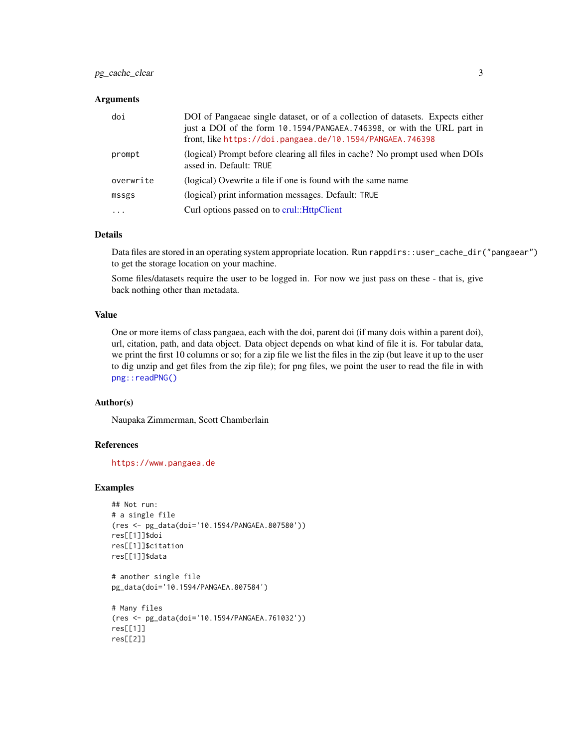### Arguments

| | |
|---|---|
| doi | DOI of Pangaeae single dataset, or of a collection of datasets. Expects either just a DOI of the form `10.1594/PANGAEA.746398`, or with the URL part in front, like https://doi.pangaea.de/10.1594/PANGAEA.746398 |
| prompt | (logical) Prompt before clearing all files in cache? No prompt used when DOIs assed in. Default: `TRUE` |
| overwrite | (logical) Ovewrite a file if one is found with the same name |
| mssgs | (logical) print information messages. Default: `TRUE` |
| ... | Curl options passed on to crul::HttpClient |

### Details

Data files are stored in an operating system appropriate location. Run `rappdirs::user_cache_dir("pangaear")` to get the storage location on your machine.

Some files/datasets require the user to be logged in. For now we just pass on these - that is, give back nothing other than metadata.

### Value

One or more items of class pangaea, each with the doi, parent doi (if many dois within a parent doi), url, citation, path, and data object. Data object depends on what kind of file it is. For tabular data, we print the first 10 columns or so; for a zip file we list the files in the zip (but leave it up to the user to dig unzip and get files from the zip file); for png files, we point the user to read the file in with `png::readPNG()`

### Author(s)

Naupaka Zimmerman, Scott Chamberlain

### References

https://www.pangaea.de

### Examples

```
## Not run:
# a single file
(res <- pg_data(doi='10.1594/PANGAEA.807580'))
res[[1]]$doi
res[[1]]$citation
res[[1]]$data

# another single file
pg_data(doi='10.1594/PANGAEA.807584')

# Many files
(res <- pg_data(doi='10.1594/PANGAEA.761032'))
res[[1]]
res[[2]]
```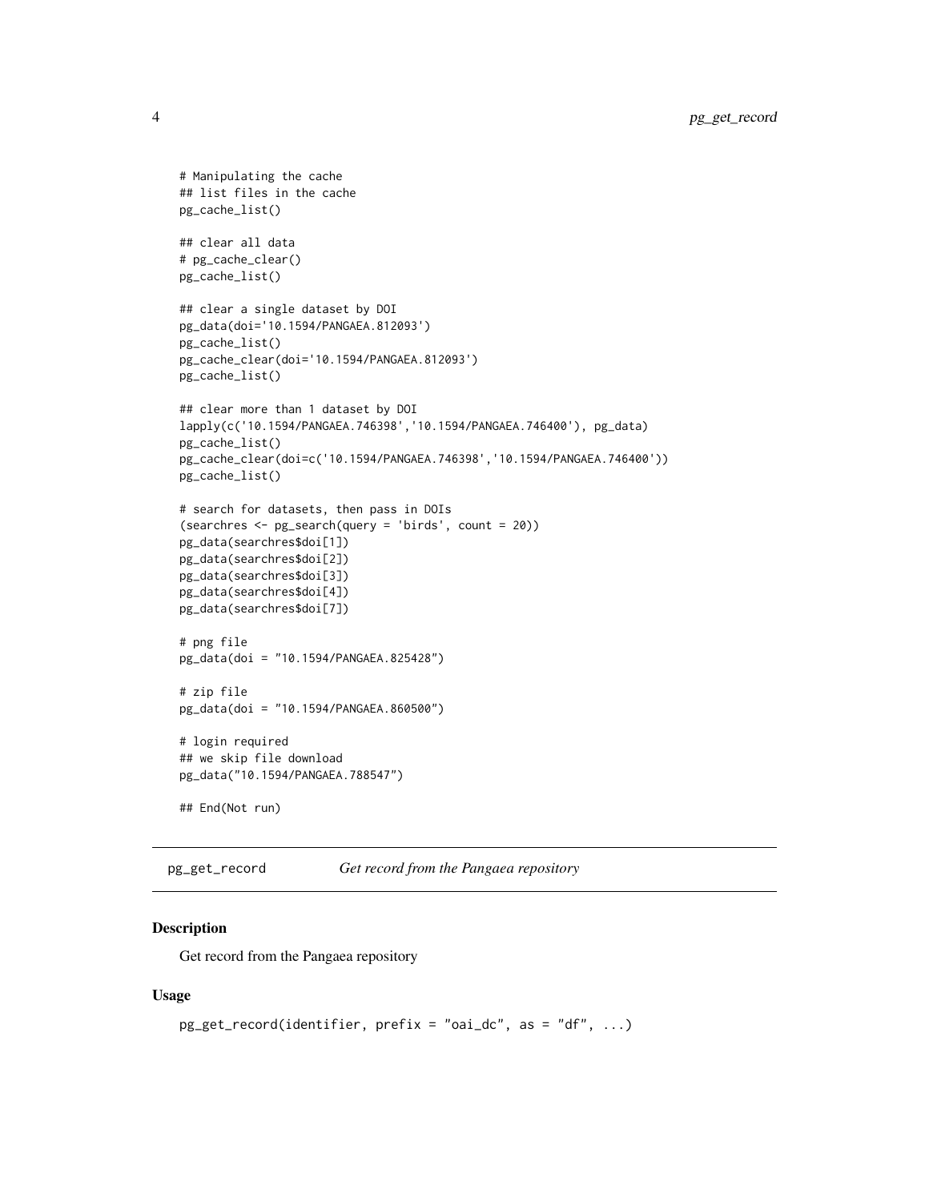```
# Manipulating the cache
## list files in the cache
pg_cache_list()

## clear all data
# pg_cache_clear()
pg_cache_list()

## clear a single dataset by DOI
pg_data(doi='10.1594/PANGAEA.812093')
pg_cache_list()
pg_cache_clear(doi='10.1594/PANGAEA.812093')
pg_cache_list()

## clear more than 1 dataset by DOI
lapply(c('10.1594/PANGAEA.746398','10.1594/PANGAEA.746400'), pg_data)
pg_cache_list()
pg_cache_clear(doi=c('10.1594/PANGAEA.746398','10.1594/PANGAEA.746400'))
pg_cache_list()

# search for datasets, then pass in DOIs
(searchres <- pg_search(query = 'birds', count = 20))
pg_data(searchres$doi[1])
pg_data(searchres$doi[2])
pg_data(searchres$doi[3])
pg_data(searchres$doi[4])
pg_data(searchres$doi[7])

# png file
pg_data(doi = "10.1594/PANGAEA.825428")

# zip file
pg_data(doi = "10.1594/PANGAEA.860500")

# login required
## we skip file download
pg_data("10.1594/PANGAEA.788547")

## End(Not run)
```

## pg_get_record *Get record from the Pangaea repository*

### Description

Get record from the Pangaea repository

### Usage

```
pg_get_record(identifier, prefix = "oai_dc", as = "df", ...)
```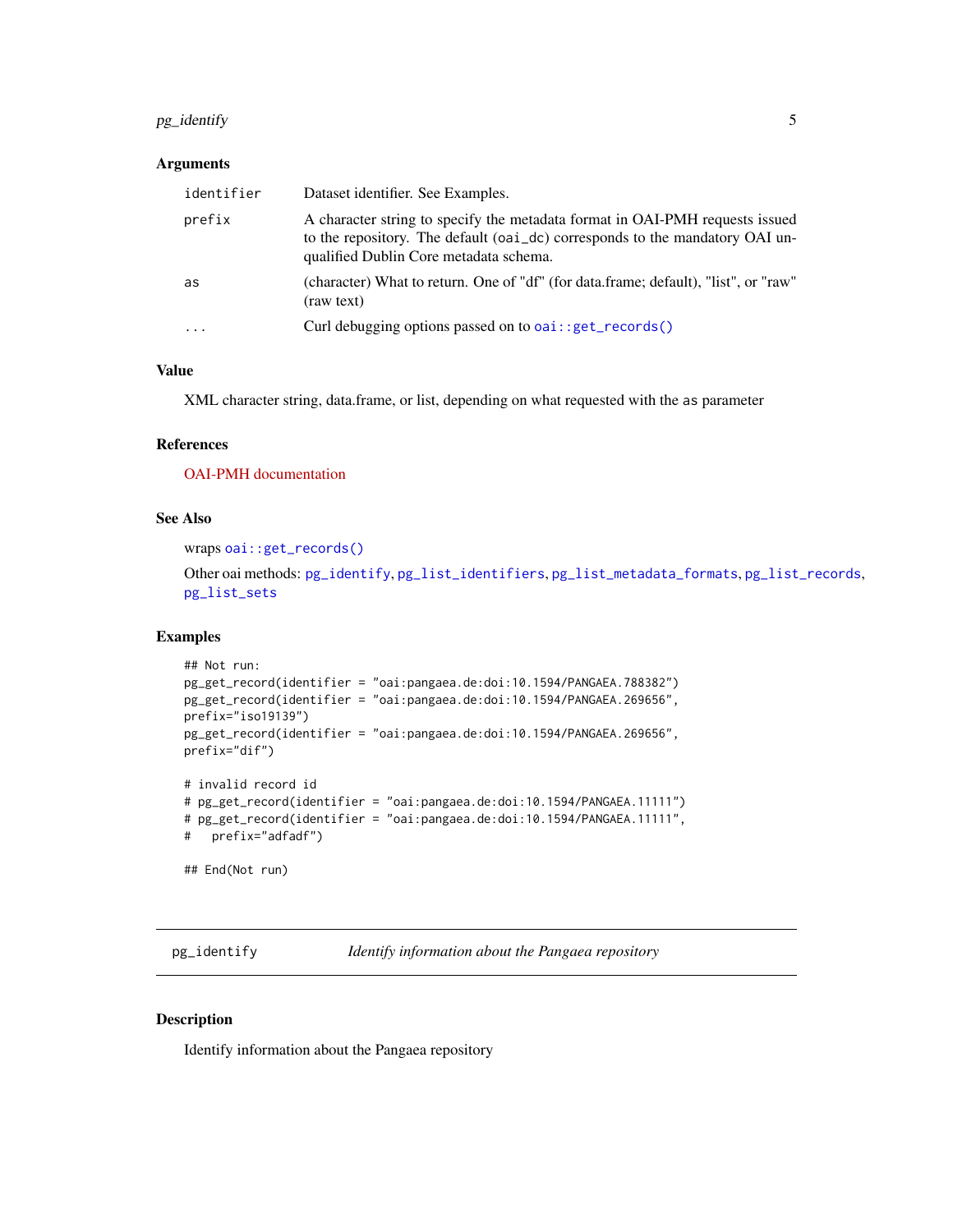### Arguments

| | |
|---|---|
| identifier | Dataset identifier. See Examples. |
| prefix | A character string to specify the metadata format in OAI-PMH requests issued to the repository. The default (oai_dc) corresponds to the mandatory OAI unqualified Dublin Core metadata schema. |
| as | (character) What to return. One of "df" (for data.frame; default), "list", or "raw" (raw text) |
| ... | Curl debugging options passed on to oai::get_records() |

### Value

XML character string, data.frame, or list, depending on what requested with the as parameter

### References

OAI-PMH documentation

### See Also

wraps oai::get_records()

Other oai methods: pg_identify, pg_list_identifiers, pg_list_metadata_formats, pg_list_records, pg_list_sets

### Examples

```
## Not run:
pg_get_record(identifier = "oai:pangaea.de:doi:10.1594/PANGAEA.788382")
pg_get_record(identifier = "oai:pangaea.de:doi:10.1594/PANGAEA.269656",
prefix="iso19139")
pg_get_record(identifier = "oai:pangaea.de:doi:10.1594/PANGAEA.269656",
prefix="dif")

# invalid record id
# pg_get_record(identifier = "oai:pangaea.de:doi:10.1594/PANGAEA.11111")
# pg_get_record(identifier = "oai:pangaea.de:doi:10.1594/PANGAEA.11111",
#   prefix="adfadf")

## End(Not run)
```

---

## pg_identify — *Identify information about the Pangaea repository*

### Description

Identify information about the Pangaea repository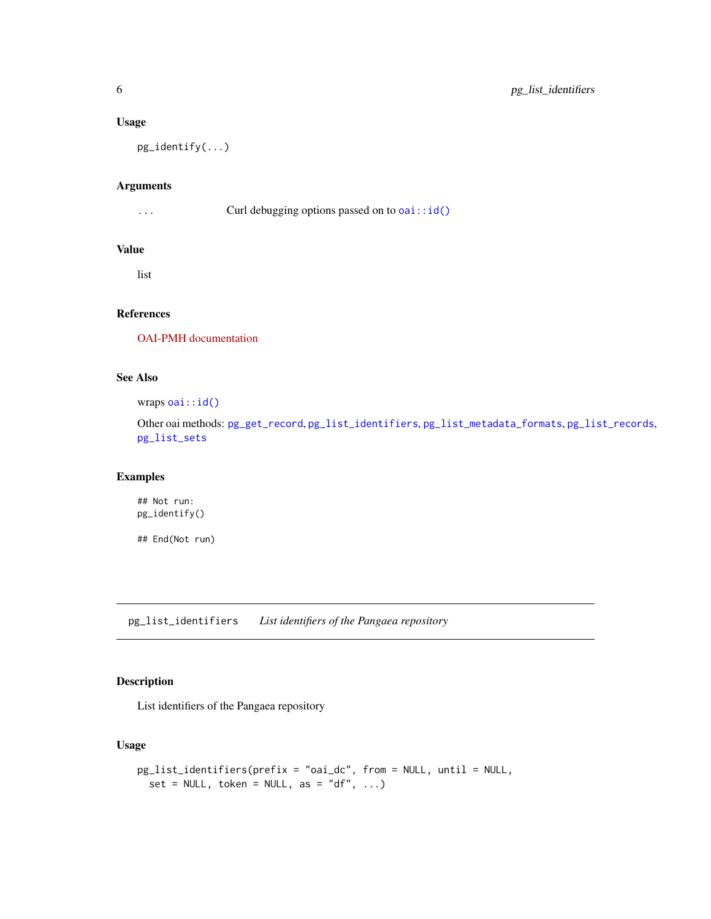### Usage

```
pg_identify(...)
```

### Arguments

| | |
|---|---|
| ... | Curl debugging options passed on to `oai::id()` |

### Value

list

### References

OAI-PMH documentation

### See Also

wraps `oai::id()`

Other oai methods: `pg_get_record`, `pg_list_identifiers`, `pg_list_metadata_formats`, `pg_list_records`, `pg_list_sets`

### Examples

```
## Not run:
pg_identify()

## End(Not run)
```

---

## pg_list_identifiers    *List identifiers of the Pangaea repository*

---

### Description

List identifiers of the Pangaea repository

### Usage

```
pg_list_identifiers(prefix = "oai_dc", from = NULL, until = NULL,
  set = NULL, token = NULL, as = "df", ...)
```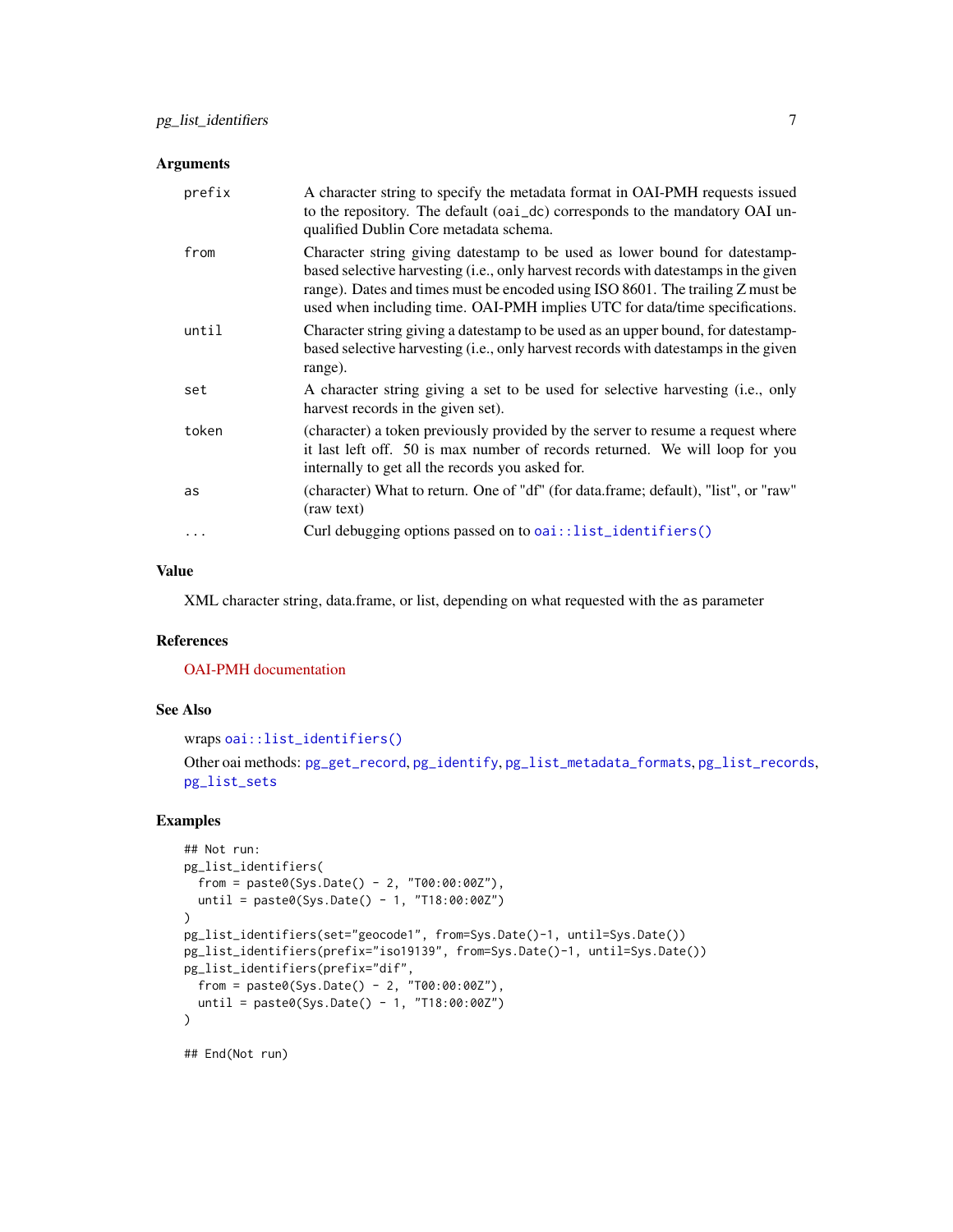## Arguments

| | |
|---|---|
| prefix | A character string to specify the metadata format in OAI-PMH requests issued to the repository. The default (oai_dc) corresponds to the mandatory OAI unqualified Dublin Core metadata schema. |
| from | Character string giving datestamp to be used as lower bound for datestamp-based selective harvesting (i.e., only harvest records with datestamps in the given range). Dates and times must be encoded using ISO 8601. The trailing Z must be used when including time. OAI-PMH implies UTC for data/time specifications. |
| until | Character string giving a datestamp to be used as an upper bound, for datestamp-based selective harvesting (i.e., only harvest records with datestamps in the given range). |
| set | A character string giving a set to be used for selective harvesting (i.e., only harvest records in the given set). |
| token | (character) a token previously provided by the server to resume a request where it last left off. 50 is max number of records returned. We will loop for you internally to get all the records you asked for. |
| as | (character) What to return. One of "df" (for data.frame; default), "list", or "raw" (raw text) |
| ... | Curl debugging options passed on to oai::list_identifiers() |

## Value

XML character string, data.frame, or list, depending on what requested with the as parameter

## References

OAI-PMH documentation

## See Also

wraps oai::list_identifiers()

Other oai methods: pg_get_record, pg_identify, pg_list_metadata_formats, pg_list_records, pg_list_sets

## Examples

```
## Not run:
pg_list_identifiers(
  from = paste0(Sys.Date() - 2, "T00:00:00Z"),
  until = paste0(Sys.Date() - 1, "T18:00:00Z")
)
pg_list_identifiers(set="geocode1", from=Sys.Date()-1, until=Sys.Date())
pg_list_identifiers(prefix="iso19139", from=Sys.Date()-1, until=Sys.Date())
pg_list_identifiers(prefix="dif",
  from = paste0(Sys.Date() - 2, "T00:00:00Z"),
  until = paste0(Sys.Date() - 1, "T18:00:00Z")
)

## End(Not run)
```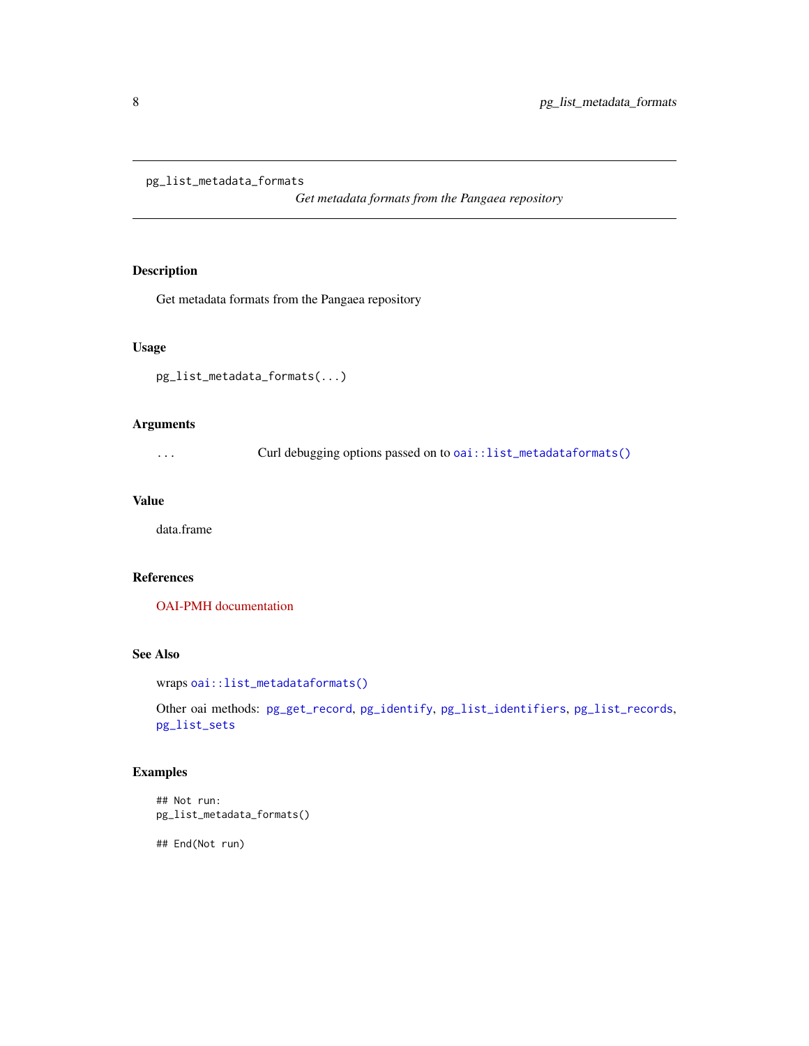# pg_list_metadata_formats

*Get metadata formats from the Pangaea repository*

## Description

Get metadata formats from the Pangaea repository

## Usage

```
pg_list_metadata_formats(...)
```

## Arguments

... Curl debugging options passed on to `oai::list_metadataformats()`

## Value

data.frame

## References

OAI-PMH documentation

## See Also

wraps `oai::list_metadataformats()`

Other oai methods: `pg_get_record`, `pg_identify`, `pg_list_identifiers`, `pg_list_records`, `pg_list_sets`

## Examples

```
## Not run:
pg_list_metadata_formats()

## End(Not run)
```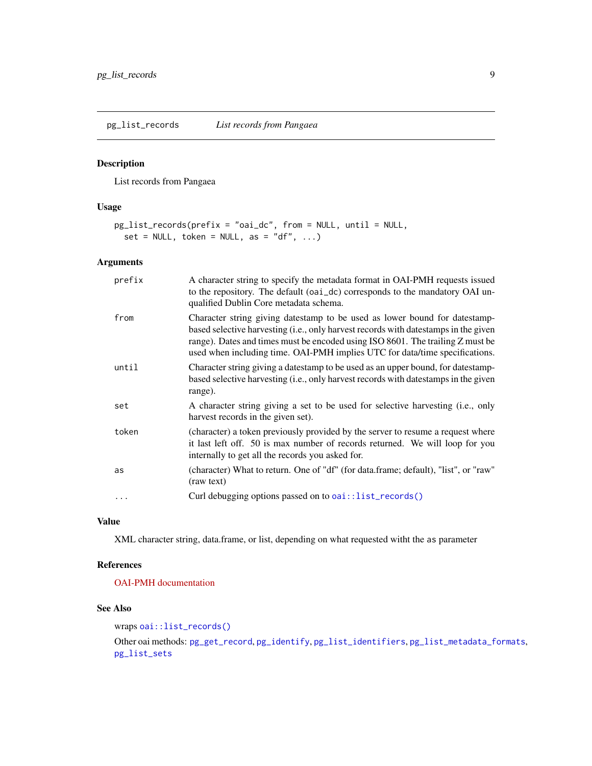## pg_list_records — *List records from Pangaea*

### Description

List records from Pangaea

### Usage

```
pg_list_records(prefix = "oai_dc", from = NULL, until = NULL,
  set = NULL, token = NULL, as = "df", ...)
```

### Arguments

| Argument | Description |
|---|---|
| `prefix` | A character string to specify the metadata format in OAI-PMH requests issued to the repository. The default (`oai_dc`) corresponds to the mandatory OAI unqualified Dublin Core metadata schema. |
| `from` | Character string giving datestamp to be used as lower bound for datestamp-based selective harvesting (i.e., only harvest records with datestamps in the given range). Dates and times must be encoded using ISO 8601. The trailing Z must be used when including time. OAI-PMH implies UTC for data/time specifications. |
| `until` | Character string giving a datestamp to be used as an upper bound, for datestamp-based selective harvesting (i.e., only harvest records with datestamps in the given range). |
| `set` | A character string giving a set to be used for selective harvesting (i.e., only harvest records in the given set). |
| `token` | (character) a token previously provided by the server to resume a request where it last left off. 50 is max number of records returned. We will loop for you internally to get all the records you asked for. |
| `as` | (character) What to return. One of "df" (for data.frame; default), "list", or "raw" (raw text) |
| `...` | Curl debugging options passed on to `oai::list_records()` |

### Value

XML character string, data.frame, or list, depending on what requested witht the `as` parameter

### References

OAI-PMH documentation

### See Also

wraps `oai::list_records()`

Other oai methods: `pg_get_record`, `pg_identify`, `pg_list_identifiers`, `pg_list_metadata_formats`, `pg_list_sets`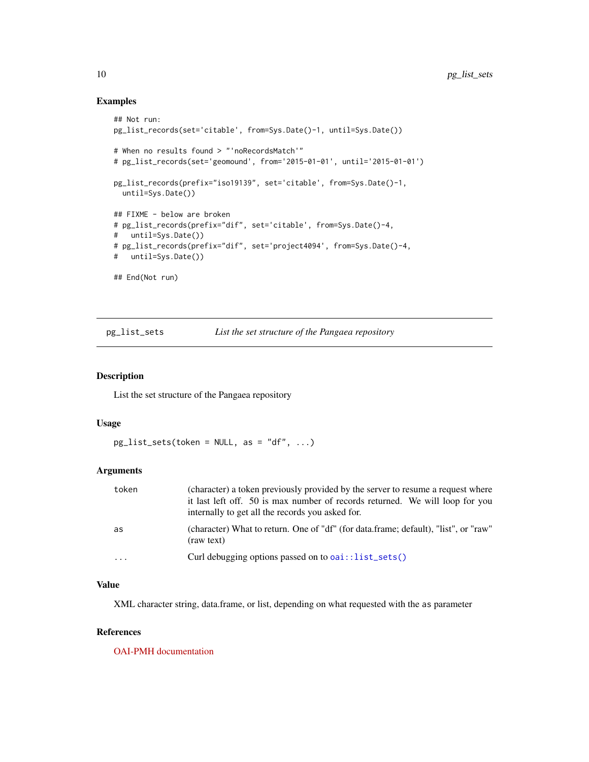### Examples

```
## Not run:
pg_list_records(set='citable', from=Sys.Date()-1, until=Sys.Date())

# When no results found > "'noRecordsMatch'"
# pg_list_records(set='geomound', from='2015-01-01', until='2015-01-01')

pg_list_records(prefix="iso19139", set='citable', from=Sys.Date()-1,
  until=Sys.Date())

## FIXME - below are broken
# pg_list_records(prefix="dif", set='citable', from=Sys.Date()-4,
#   until=Sys.Date())
# pg_list_records(prefix="dif", set='project4094', from=Sys.Date()-4,
#   until=Sys.Date())

## End(Not run)
```

---

## pg_list_sets — *List the set structure of the Pangaea repository*

### Description

List the set structure of the Pangaea repository

### Usage

```
pg_list_sets(token = NULL, as = "df", ...)
```

### Arguments

| | |
|---|---|
| token | (character) a token previously provided by the server to resume a request where it last left off. 50 is max number of records returned. We will loop for you internally to get all the records you asked for. |
| as | (character) What to return. One of "df" (for data.frame; default), "list", or "raw" (raw text) |
| ... | Curl debugging options passed on to `oai::list_sets()` |

### Value

XML character string, data.frame, or list, depending on what requested with the `as` parameter

### References

OAI-PMH documentation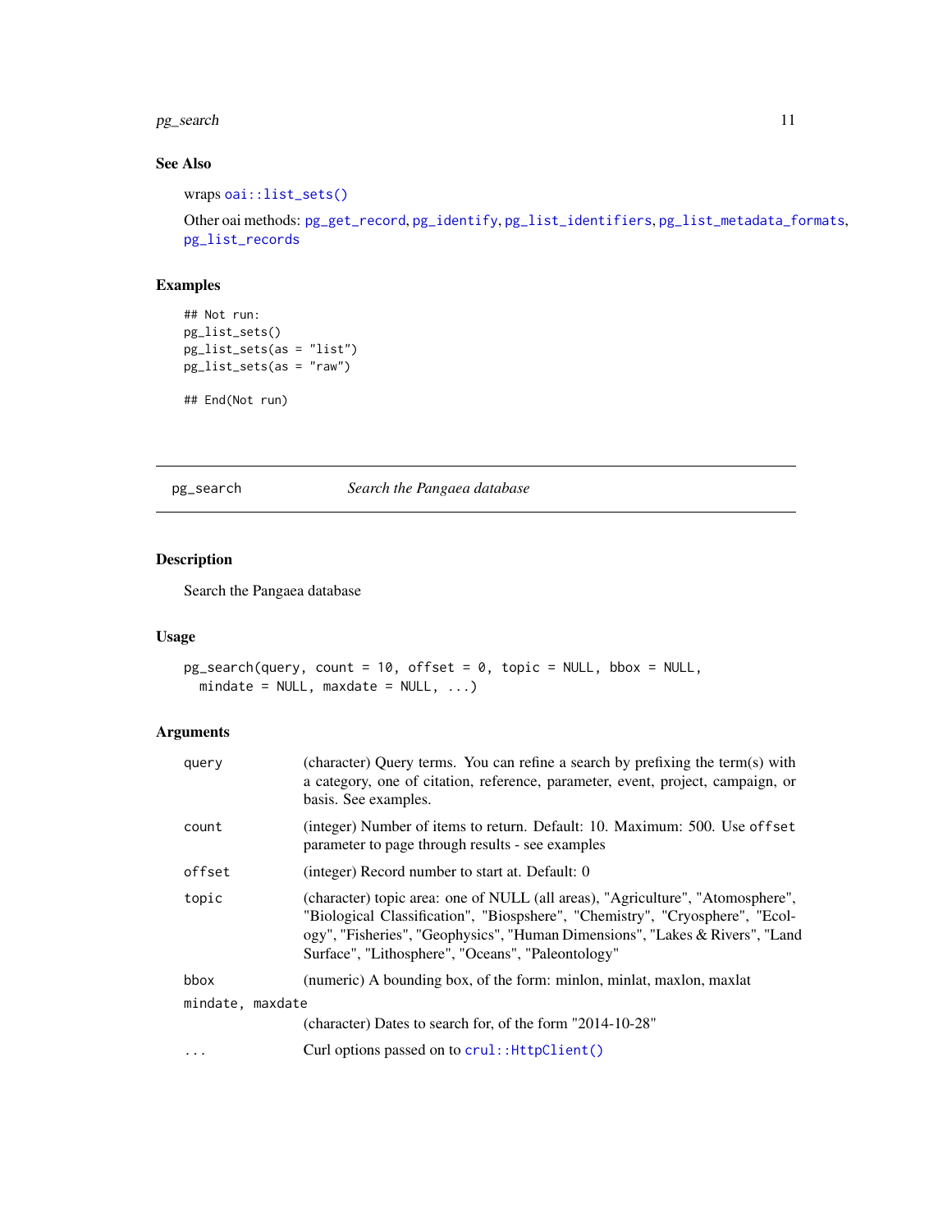## See Also

wraps `oai::list_sets()`

Other oai methods: `pg_get_record`, `pg_identify`, `pg_list_identifiers`, `pg_list_metadata_formats`, `pg_list_records`

## Examples

```
## Not run:
pg_list_sets()
pg_list_sets(as = "list")
pg_list_sets(as = "raw")

## End(Not run)
```

---

# pg_search — *Search the Pangaea database*

---

## Description

Search the Pangaea database

## Usage

```
pg_search(query, count = 10, offset = 0, topic = NULL, bbox = NULL,
  mindate = NULL, maxdate = NULL, ...)
```

## Arguments

| Argument | Description |
|---|---|
| `query` | (character) Query terms. You can refine a search by prefixing the term(s) with a category, one of citation, reference, parameter, event, project, campaign, or basis. See examples. |
| `count` | (integer) Number of items to return. Default: 10. Maximum: 500. Use `offset` parameter to page through results - see examples |
| `offset` | (integer) Record number to start at. Default: 0 |
| `topic` | (character) topic area: one of NULL (all areas), "Agriculture", "Atomosphere", "Biological Classification", "Biospshere", "Chemistry", "Cryosphere", "Ecology", "Fisheries", "Geophysics", "Human Dimensions", "Lakes & Rivers", "Land Surface", "Lithosphere", "Oceans", "Paleontology" |
| `bbox` | (numeric) A bounding box, of the form: minlon, minlat, maxlon, maxlat |
| `mindate, maxdate` | (character) Dates to search for, of the form "2014-10-28" |
| `...` | Curl options passed on to `crul::HttpClient()` |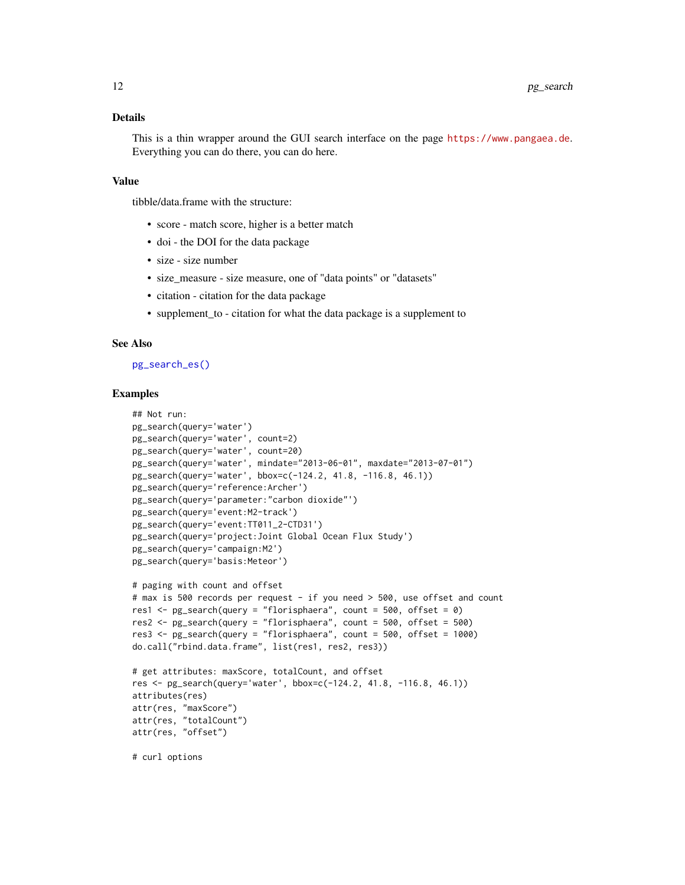### Details

This is a thin wrapper around the GUI search interface on the page https://www.pangaea.de. Everything you can do there, you can do here.

### Value

tibble/data.frame with the structure:

- score - match score, higher is a better match
- doi - the DOI for the data package
- size - size number
- size_measure - size measure, one of "data points" or "datasets"
- citation - citation for the data package
- supplement_to - citation for what the data package is a supplement to

### See Also

pg_search_es()

### Examples

```
## Not run:
pg_search(query='water')
pg_search(query='water', count=2)
pg_search(query='water', count=20)
pg_search(query='water', mindate="2013-06-01", maxdate="2013-07-01")
pg_search(query='water', bbox=c(-124.2, 41.8, -116.8, 46.1))
pg_search(query='reference:Archer')
pg_search(query='parameter:"carbon dioxide"')
pg_search(query='event:M2-track')
pg_search(query='event:TT011_2-CTD31')
pg_search(query='project:Joint Global Ocean Flux Study')
pg_search(query='campaign:M2')
pg_search(query='basis:Meteor')

# paging with count and offset
# max is 500 records per request - if you need > 500, use offset and count
res1 <- pg_search(query = "florisphaera", count = 500, offset = 0)
res2 <- pg_search(query = "florisphaera", count = 500, offset = 500)
res3 <- pg_search(query = "florisphaera", count = 500, offset = 1000)
do.call("rbind.data.frame", list(res1, res2, res3))

# get attributes: maxScore, totalCount, and offset
res <- pg_search(query='water', bbox=c(-124.2, 41.8, -116.8, 46.1))
attributes(res)
attr(res, "maxScore")
attr(res, "totalCount")
attr(res, "offset")

# curl options
```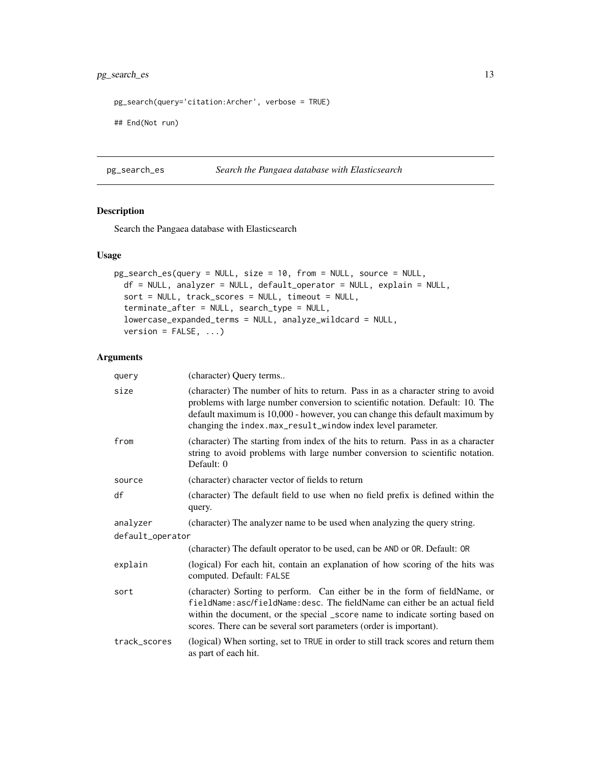```
pg_search(query='citation:Archer', verbose = TRUE)

## End(Not run)
```

## pg_search_es — *Search the Pangaea database with Elasticsearch*

### Description

Search the Pangaea database with Elasticsearch

### Usage

```
pg_search_es(query = NULL, size = 10, from = NULL, source = NULL,
  df = NULL, analyzer = NULL, default_operator = NULL, explain = NULL,
  sort = NULL, track_scores = NULL, timeout = NULL,
  terminate_after = NULL, search_type = NULL,
  lowercase_expanded_terms = NULL, analyze_wildcard = NULL,
  version = FALSE, ...)
```

### Arguments

| Argument | Description |
|---|---|
| query | (character) Query terms.. |
| size | (character) The number of hits to return. Pass in as a character string to avoid problems with large number conversion to scientific notation. Default: 10. The default maximum is 10,000 - however, you can change this default maximum by changing the `index.max_result_window` index level parameter. |
| from | (character) The starting from index of the hits to return. Pass in as a character string to avoid problems with large number conversion to scientific notation. Default: 0 |
| source | (character) character vector of fields to return |
| df | (character) The default field to use when no field prefix is defined within the query. |
| analyzer | (character) The analyzer name to be used when analyzing the query string. |
| default_operator | (character) The default operator to be used, can be `AND` or `OR`. Default: `OR` |
| explain | (logical) For each hit, contain an explanation of how scoring of the hits was computed. Default: `FALSE` |
| sort | (character) Sorting to perform. Can either be in the form of fieldName, or `fieldName:asc/fieldName:desc`. The fieldName can either be an actual field within the document, or the special `_score` name to indicate sorting based on scores. There can be several sort parameters (order is important). |
| track_scores | (logical) When sorting, set to `TRUE` in order to still track scores and return them as part of each hit. |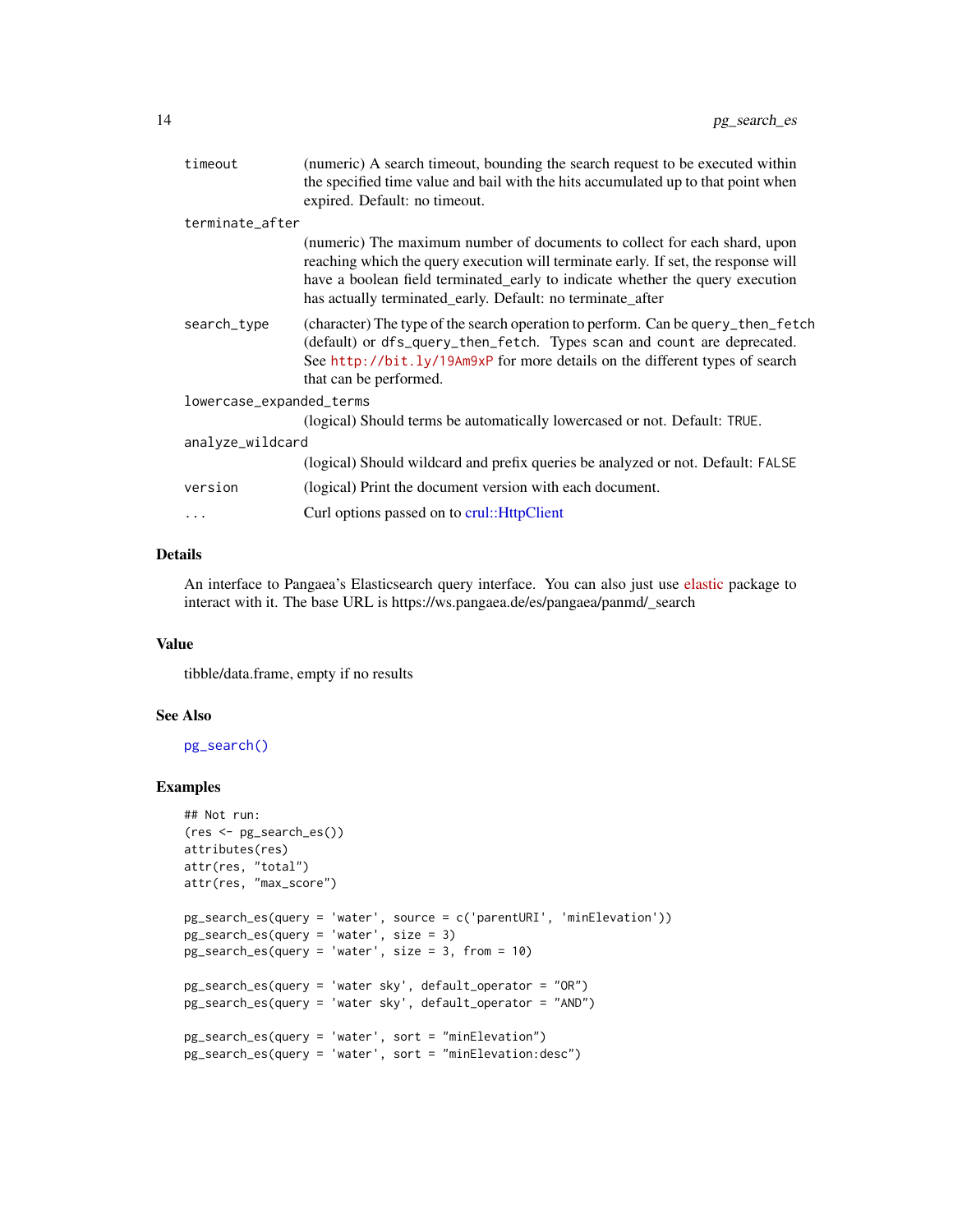`timeout`
: (numeric) A search timeout, bounding the search request to be executed within the specified time value and bail with the hits accumulated up to that point when expired. Default: no timeout.

`terminate_after`
: (numeric) The maximum number of documents to collect for each shard, upon reaching which the query execution will terminate early. If set, the response will have a boolean field terminated_early to indicate whether the query execution has actually terminated_early. Default: no terminate_after

`search_type`
: (character) The type of the search operation to perform. Can be `query_then_fetch` (default) or `dfs_query_then_fetch`. Types `scan` and `count` are deprecated. See http://bit.ly/19Am9xP for more details on the different types of search that can be performed.

`lowercase_expanded_terms`
: (logical) Should terms be automatically lowercased or not. Default: `TRUE`.

`analyze_wildcard`
: (logical) Should wildcard and prefix queries be analyzed or not. Default: `FALSE`

`version`
: (logical) Print the document version with each document.

`...`
: Curl options passed on to crul::HttpClient

## Details

An interface to Pangaea's Elasticsearch query interface. You can also just use elastic package to interact with it. The base URL is https://ws.pangaea.de/es/pangaea/panmd/_search

## Value

tibble/data.frame, empty if no results

## See Also

`pg_search()`

## Examples

```
## Not run:
(res <- pg_search_es())
attributes(res)
attr(res, "total")
attr(res, "max_score")

pg_search_es(query = 'water', source = c('parentURI', 'minElevation'))
pg_search_es(query = 'water', size = 3)
pg_search_es(query = 'water', size = 3, from = 10)

pg_search_es(query = 'water sky', default_operator = "OR")
pg_search_es(query = 'water sky', default_operator = "AND")

pg_search_es(query = 'water', sort = "minElevation")
pg_search_es(query = 'water', sort = "minElevation:desc")
```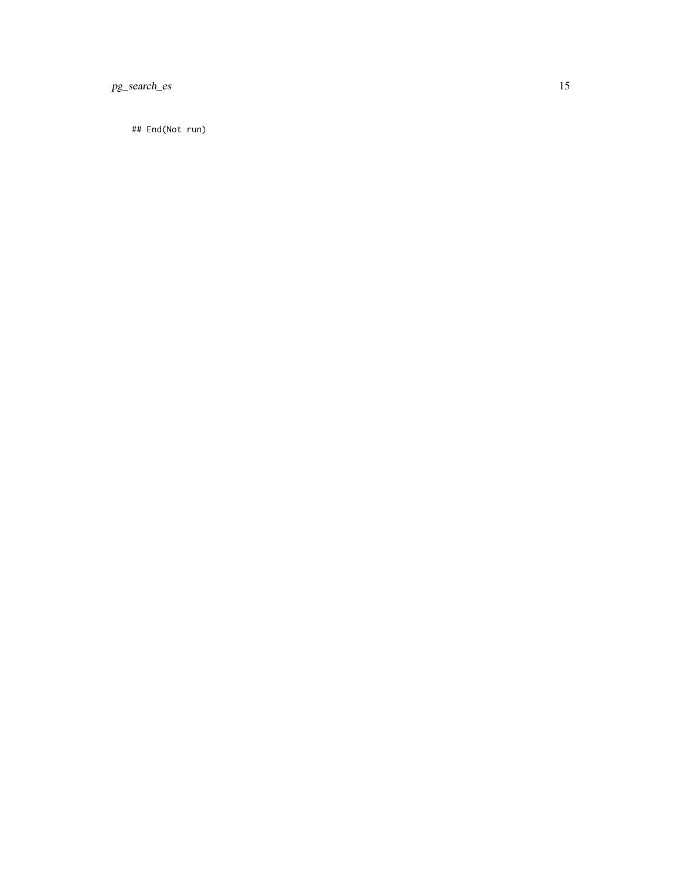```
## End(Not run)
```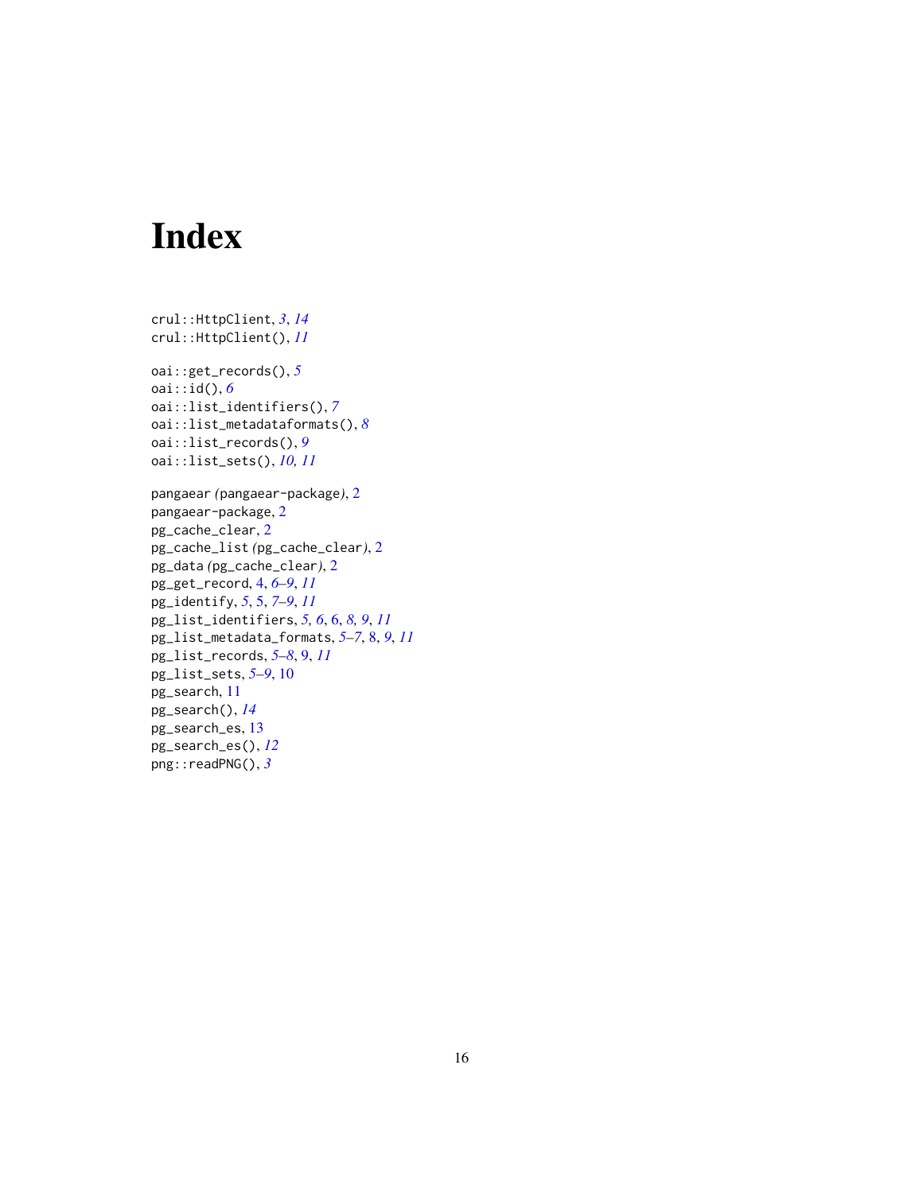# Index

crul::HttpClient, *3*, *14*
crul::HttpClient(), *11*

oai::get_records(), *5*
oai::id(), *6*
oai::list_identifiers(), *7*
oai::list_metadataformats(), *8*
oai::list_records(), *9*
oai::list_sets(), *10, 11*

pangaear *(*pangaear-package*)*, 2
pangaear-package, 2
pg_cache_clear, 2
pg_cache_list *(*pg_cache_clear*)*, 2
pg_data *(*pg_cache_clear*)*, 2
pg_get_record, 4, *6–9*, *11*
pg_identify, *5*, 5, *7–9*, *11*
pg_list_identifiers, *5, 6*, 6, *8, 9*, *11*
pg_list_metadata_formats, *5–7*, 8, *9*, *11*
pg_list_records, *5–8*, 9, *11*
pg_list_sets, *5–9*, 10
pg_search, 11
pg_search(), *14*
pg_search_es, 13
pg_search_es(), *12*
png::readPNG(), *3*